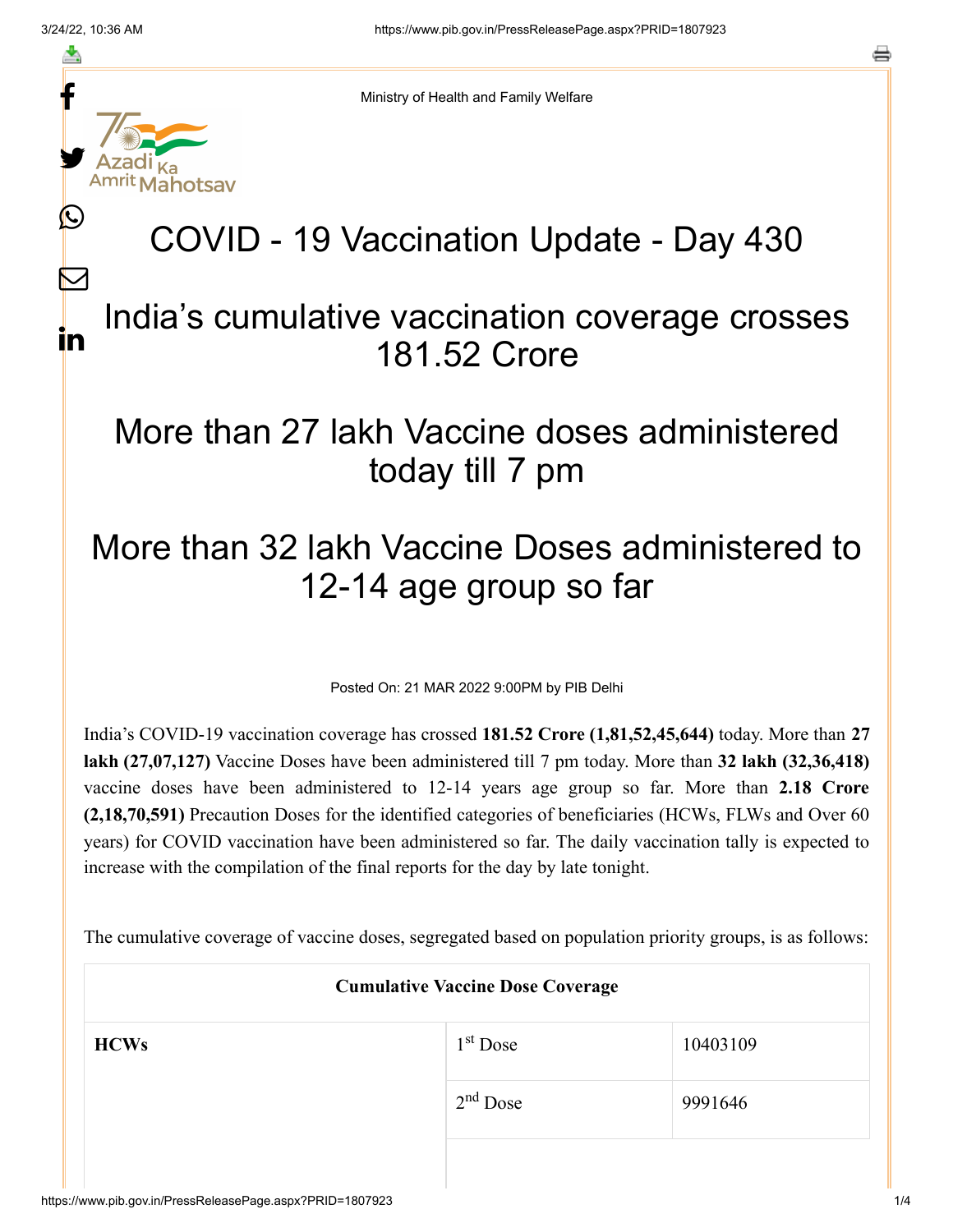Ministry of Health and Family Welfare

# COVID - 19 Vaccination Update - Day 430

## India's cumulative vaccination coverage crosses 181.52 Crore

## More than 27 lakh Vaccine doses administered today till 7 pm

## More than 32 lakh Vaccine Doses administered to 12-14 age group so far

Posted On: 21 MAR 2022 9:00PM by PIB Delhi

India's COVID-19 vaccination coverage has crossed **181.52 Crore (1,81,52,45,644)** today. More than **27 lakh (27,07,127)** Vaccine Doses have been administered till 7 pm today. More than **32 lakh (32,36,418)** vaccine doses have been administered to 12-14 years age group so far. More than **2.18 Crore (2,18,70,591)** Precaution Doses for the identified categories of beneficiaries (HCWs, FLWs and Over 60 years) for COVID vaccination have been administered so far. The daily vaccination tally is expected to increase with the compilation of the final reports for the day by late tonight.

The cumulative coverage of vaccine doses, segregated based on population priority groups, is as follows:

| Cumulative Vaccine Dose Coverage | | |
|---|---|---|
| **HCWs** | 1st Dose | 10403109 |
| | 2nd Dose | 9991646 |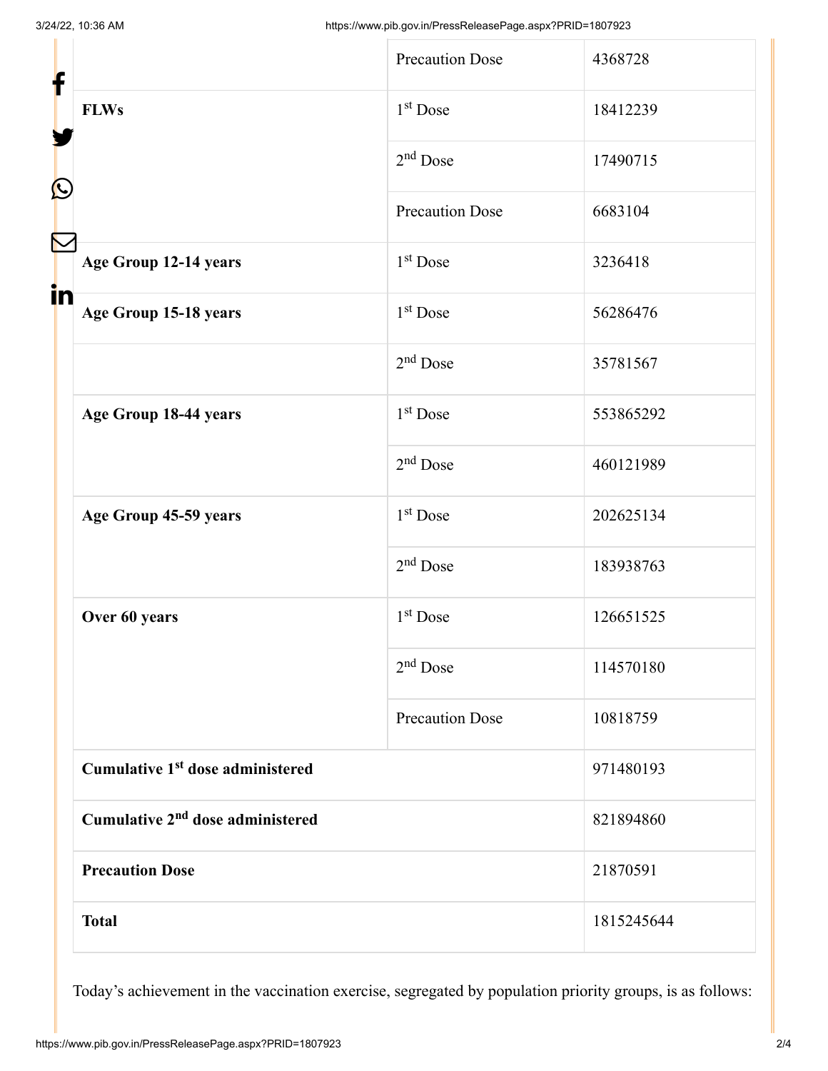| | | |
|---|---|---|
| | Precaution Dose | 4368728 |
| **FLWs** | 1st Dose | 18412239 |
| | 2nd Dose | 17490715 |
| | Precaution Dose | 6683104 |
| **Age Group 12-14 years** | 1st Dose | 3236418 |
| **Age Group 15-18 years** | 1st Dose | 56286476 |
| | 2nd Dose | 35781567 |
| **Age Group 18-44 years** | 1st Dose | 553865292 |
| | 2nd Dose | 460121989 |
| **Age Group 45-59 years** | 1st Dose | 202625134 |
| | 2nd Dose | 183938763 |
| **Over 60 years** | 1st Dose | 126651525 |
| | 2nd Dose | 114570180 |
| | Precaution Dose | 10818759 |
| **Cumulative 1st dose administered** | | 971480193 |
| **Cumulative 2nd dose administered** | | 821894860 |
| **Precaution Dose** | | 21870591 |
| **Total** | | 1815245644 |

Today's achievement in the vaccination exercise, segregated by population priority groups, is as follows: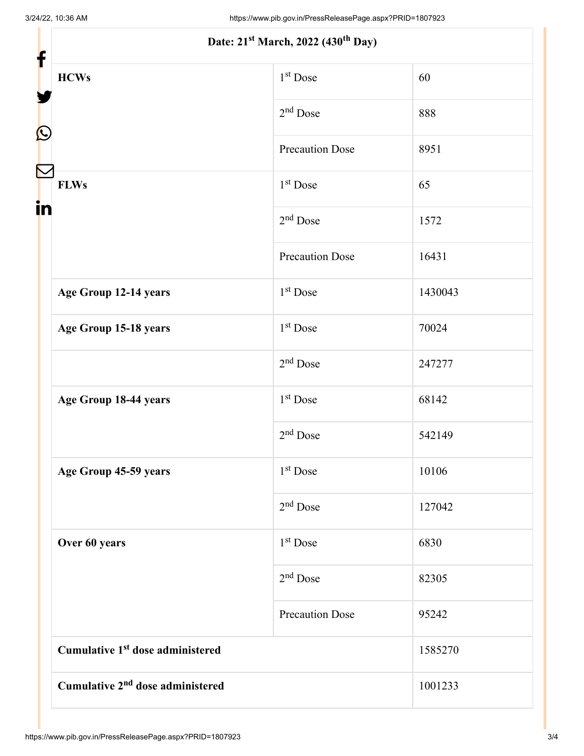| Date: 21st March, 2022 (430th Day) | | |
|---|---|---|
| **HCWs** | 1st Dose | 60 |
| | 2nd Dose | 888 |
| | Precaution Dose | 8951 |
| **FLWs** | 1st Dose | 65 |
| | 2nd Dose | 1572 |
| | Precaution Dose | 16431 |
| **Age Group 12-14 years** | 1st Dose | 1430043 |
| **Age Group 15-18 years** | 1st Dose | 70024 |
| | 2nd Dose | 247277 |
| **Age Group 18-44 years** | 1st Dose | 68142 |
| | 2nd Dose | 542149 |
| **Age Group 45-59 years** | 1st Dose | 10106 |
| | 2nd Dose | 127042 |
| **Over 60 years** | 1st Dose | 6830 |
| | 2nd Dose | 82305 |
| | Precaution Dose | 95242 |
| **Cumulative 1st dose administered** | | 1585270 |
| **Cumulative 2nd dose administered** | | 1001233 |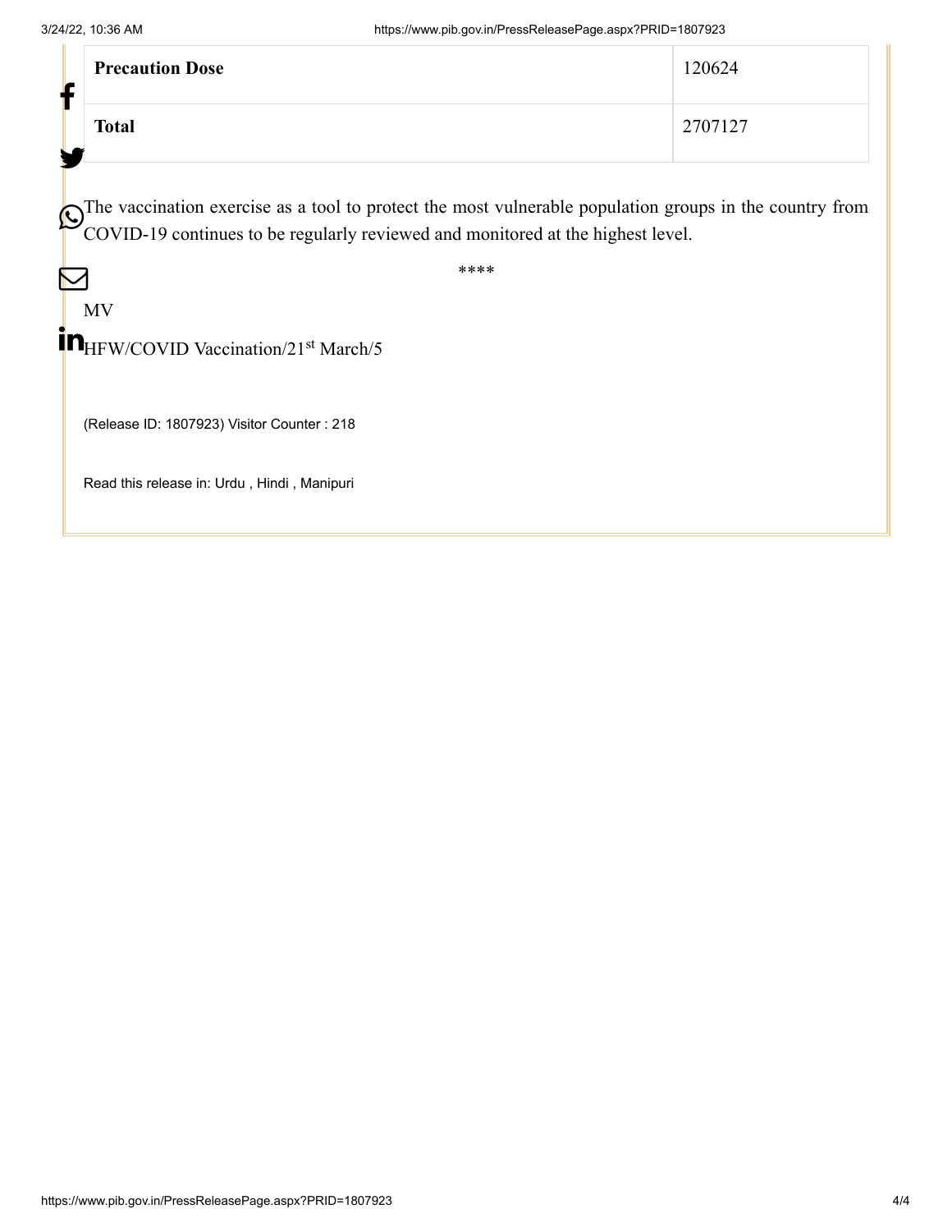| | |
|---|---|
| **Precaution Dose** | 120624 |
| **Total** | 2707127 |

The vaccination exercise as a tool to protect the most vulnerable population groups in the country from COVID-19 continues to be regularly reviewed and monitored at the highest level.

****

MV

HFW/COVID Vaccination/21st March/5

(Release ID: 1807923) Visitor Counter : 218

Read this release in: Urdu , Hindi , Manipuri